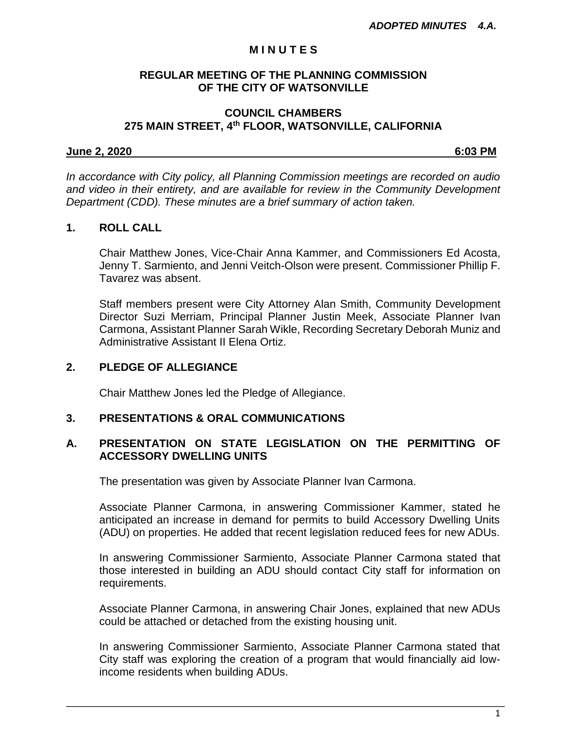*ADOPTED MINUTES 4.A.*

# M I N U T E S

## REGULAR MEETING OF THE PLANNING COMMISSION OF THE CITY OF WATSONVILLE

## COUNCIL CHAMBERS
## 275 MAIN STREET, 4th FLOOR, WATSONVILLE, CALIFORNIA

**June 2, 2020 6:03 PM**

*In accordance with City policy, all Planning Commission meetings are recorded on audio and video in their entirety, and are available for review in the Community Development Department (CDD). These minutes are a brief summary of action taken.*

### 1. ROLL CALL

Chair Matthew Jones, Vice-Chair Anna Kammer, and Commissioners Ed Acosta, Jenny T. Sarmiento, and Jenni Veitch-Olson were present. Commissioner Phillip F. Tavarez was absent.

Staff members present were City Attorney Alan Smith, Community Development Director Suzi Merriam, Principal Planner Justin Meek, Associate Planner Ivan Carmona, Assistant Planner Sarah Wikle, Recording Secretary Deborah Muniz and Administrative Assistant II Elena Ortiz.

### 2. PLEDGE OF ALLEGIANCE

Chair Matthew Jones led the Pledge of Allegiance.

### 3. PRESENTATIONS & ORAL COMMUNICATIONS

### A. PRESENTATION ON STATE LEGISLATION ON THE PERMITTING OF ACCESSORY DWELLING UNITS

The presentation was given by Associate Planner Ivan Carmona.

Associate Planner Carmona, in answering Commissioner Kammer, stated he anticipated an increase in demand for permits to build Accessory Dwelling Units (ADU) on properties. He added that recent legislation reduced fees for new ADUs.

In answering Commissioner Sarmiento, Associate Planner Carmona stated that those interested in building an ADU should contact City staff for information on requirements.

Associate Planner Carmona, in answering Chair Jones, explained that new ADUs could be attached or detached from the existing housing unit.

In answering Commissioner Sarmiento, Associate Planner Carmona stated that City staff was exploring the creation of a program that would financially aid low-income residents when building ADUs.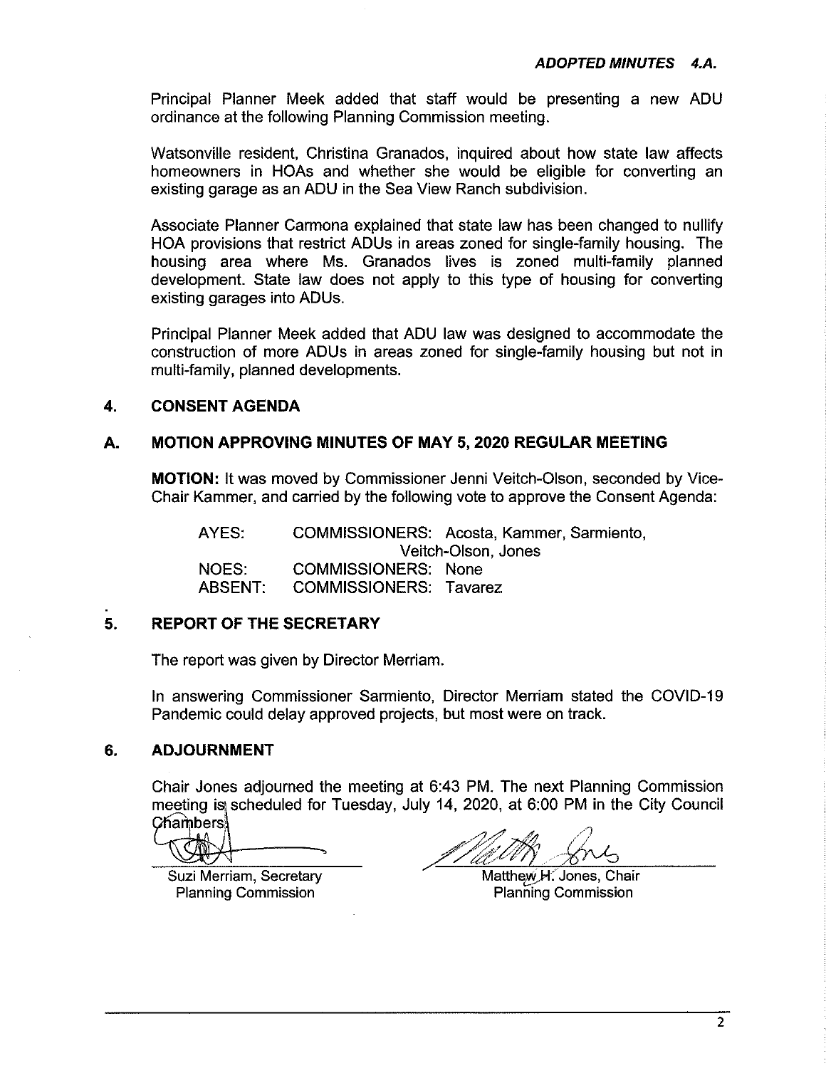Principal Planner Meek added that staff would be presenting a new ADU ordinance at the following Planning Commission meeting.

Watsonville resident, Christina Granados, inquired about how state law affects homeowners in HOAs and whether she would be eligible for converting an existing garage as an ADU in the Sea View Ranch subdivision.

Associate Planner Carmona explained that state law has been changed to nullify HOA provisions that restrict ADUs in areas zoned for single-family housing. The housing area where Ms. Granados lives is zoned multi-family planned development. State law does not apply to this type of housing for converting existing garages into ADUs.

Principal Planner Meek added that ADU law was designed to accommodate the construction of more ADUs in areas zoned for single-family housing but not in multi-family, planned developments.

## 4. CONSENT AGENDA

## A. MOTION APPROVING MINUTES OF MAY 5, 2020 REGULAR MEETING

**MOTION:** It was moved by Commissioner Jenni Veitch-Olson, seconded by Vice-Chair Kammer, and carried by the following vote to approve the Consent Agenda:

| | | |
|---|---|---|
| AYES: | COMMISSIONERS: | Acosta, Kammer, Sarmiento, Veitch-Olson, Jones |
| NOES: | COMMISSIONERS: | None |
| ABSENT: | COMMISSIONERS: | Tavarez |

## 5. REPORT OF THE SECRETARY

The report was given by Director Merriam.

In answering Commissioner Sarmiento, Director Merriam stated the COVID-19 Pandemic could delay approved projects, but most were on track.

## 6. ADJOURNMENT

Chair Jones adjourned the meeting at 6:43 PM. The next Planning Commission meeting is scheduled for Tuesday, July 14, 2020, at 6:00 PM in the City Council Chambers.

Suzi Merriam, Secretary
Planning Commission

Matthew H. Jones, Chair
Planning Commission